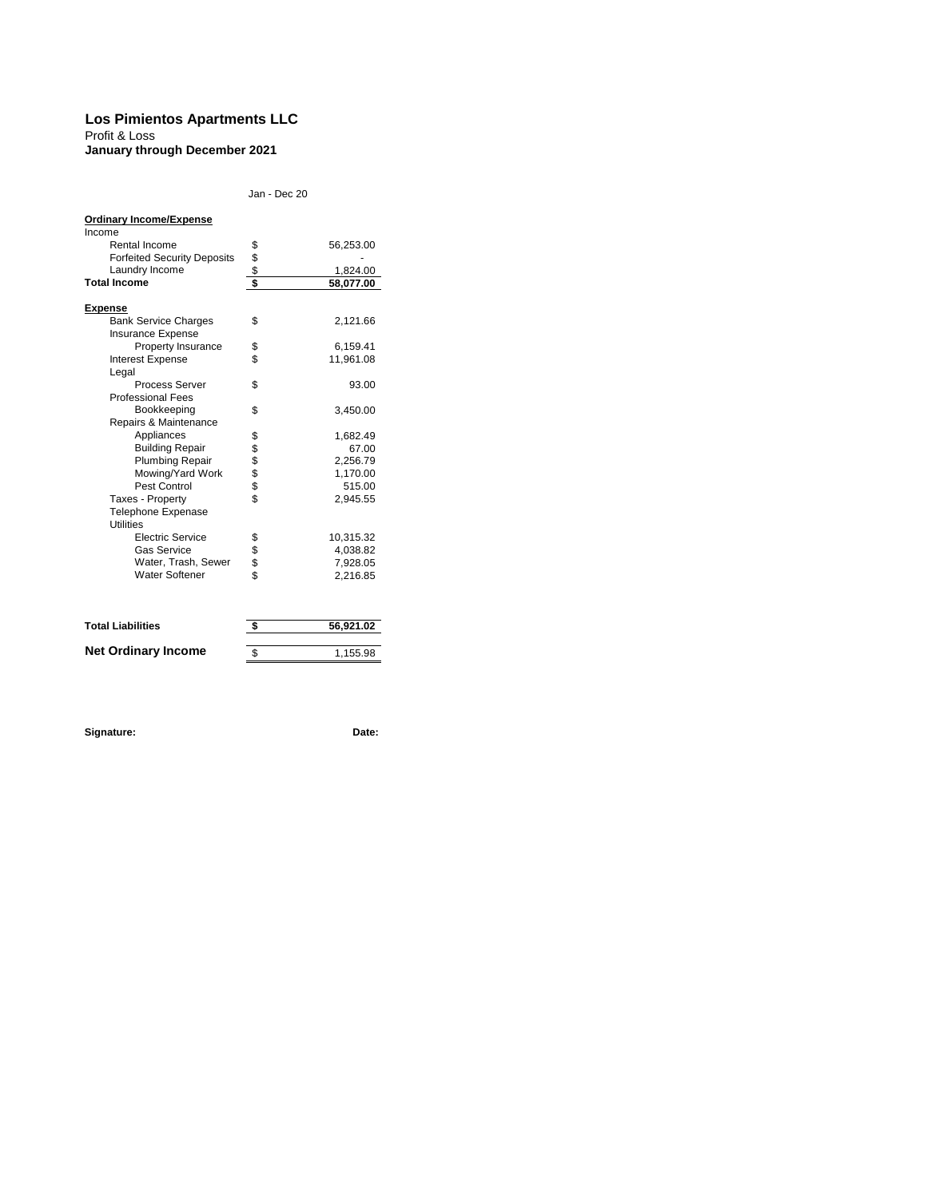**Los Pimientos Apartments LLC**
Profit & Loss
**January through December 2021**

| | | Jan - Dec 20 |
|---|---|---|
| **Ordinary Income/Expense** | | |
| Income | | |
| Rental Income | $ | 56,253.00 |
| Forfeited Security Deposits | $ | - |
| Laundry Income | $ | 1,824.00 |
| **Total Income** | **$** | **58,077.00** |
| | | |
| **Expense** | | |
| Bank Service Charges | $ | 2,121.66 |
| Insurance Expense | | |
| Property Insurance | $ | 6,159.41 |
| Interest Expense | $ | 11,961.08 |
| Legal | | |
| Process Server | $ | 93.00 |
| Professional Fees | | |
| Bookkeeping | $ | 3,450.00 |
| Repairs & Maintenance | | |
| Appliances | $ | 1,682.49 |
| Building Repair | $ | 67.00 |
| Plumbing Repair | $ | 2,256.79 |
| Mowing/Yard Work | $ | 1,170.00 |
| Pest Control | $ | 515.00 |
| Taxes - Property | $ | 2,945.55 |
| Telephone Expenase | | |
| Utilities | | |
| Electric Service | $ | 10,315.32 |
| Gas Service | $ | 4,038.82 |
| Water, Trash, Sewer | $ | 7,928.05 |
| Water Softener | $ | 2,216.85 |
| | | |
| **Total Liabilities** | **$** | **56,921.02** |
| | | |
| **Net Ordinary Income** | $ | 1,155.98 |

**Signature:** **Date:**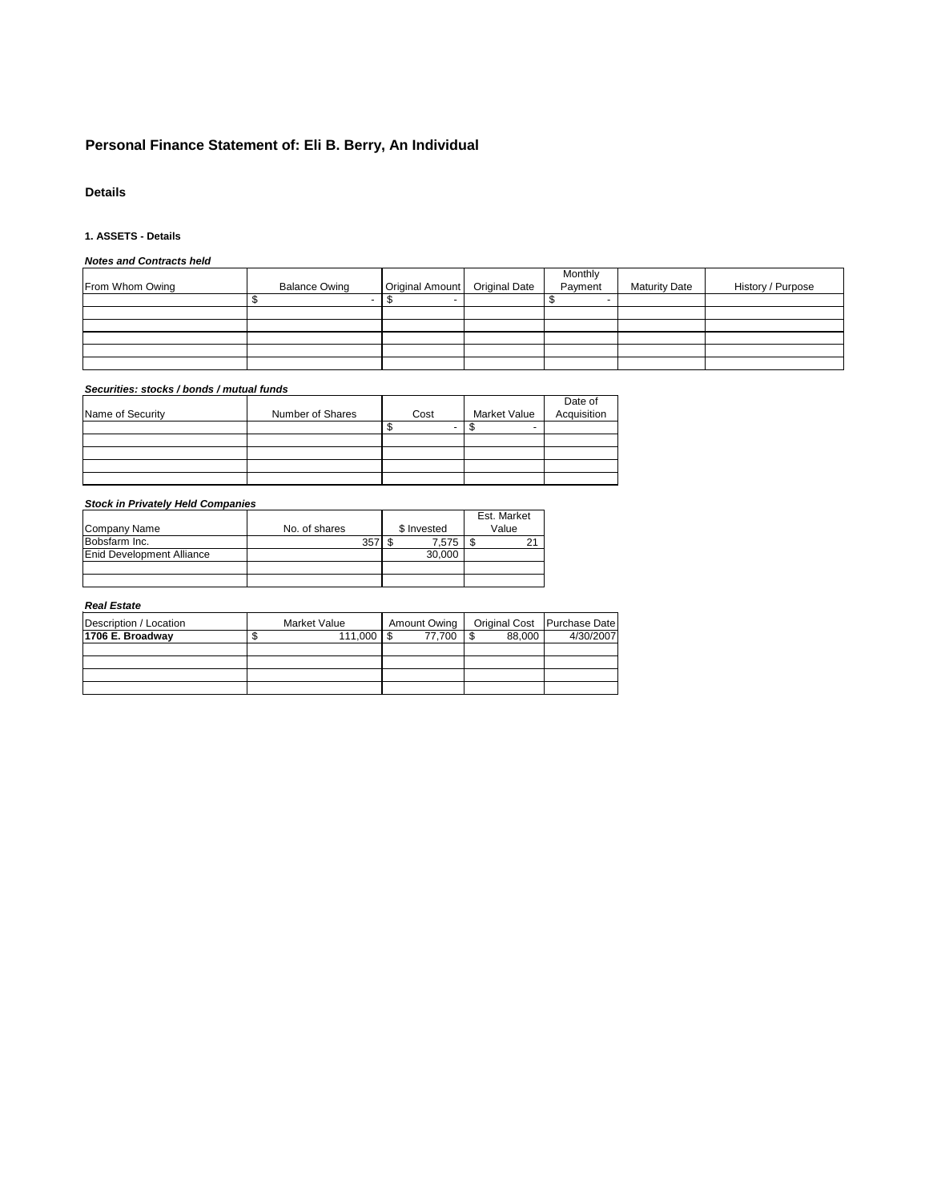## Personal Finance Statement of: Eli B. Berry, An Individual

### Details

#### 1. ASSETS - Details

***Notes and Contracts held***

| From Whom Owing | Balance Owing | Original Amount | Original Date | Monthly Payment | Maturity Date | History / Purpose |
|---|---|---|---|---|---|---|
| | $ - | $ - | | $ - | | |
| | | | | | | |
| | | | | | | |
| | | | | | | |
| | | | | | | |
| | | | | | | |

***Securities: stocks / bonds / mutual funds***

| Name of Security | Number of Shares | Cost | Market Value | Date of Acquisition |
|---|---|---|---|---|
| | | $ - | $ - | |
| | | | | |
| | | | | |
| | | | | |
| | | | | |

***Stock in Privately Held Companies***

| Company Name | No. of shares | $ Invested | Est. Market Value |
|---|---|---|---|
| Bobsfarm Inc. | 357 | $ 7,575 | $ 21 |
| Enid Development Alliance | | 30,000 | |
| | | | |
| | | | |

***Real Estate***

| Description / Location | Market Value | Amount Owing | Original Cost | Purchase Date |
|---|---|---|---|---|
| **1706 E. Broadway** | $ 111,000 | $ 77,700 | $ 88,000 | 4/30/2007 |
| | | | | |
| | | | | |
| | | | | |
| | | | | |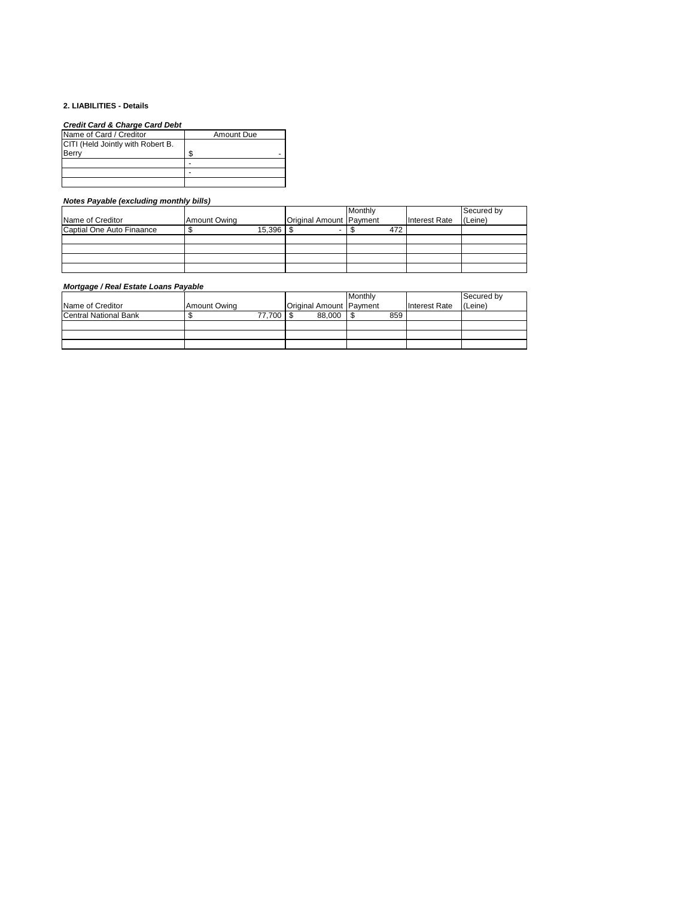**2. LIABILITIES - Details**

***Credit Card & Charge Card Debt***

| Name of Card / Creditor | Amount Due |
|---|---|
| CITI (Held Jointly with Robert B. Berry | $ - |
| | - |
| | - |
| | |

***Notes Payable (excluding monthly bills)***

| Name of Creditor | Amount Owing | Original Amount | Monthly Payment | Interest Rate | Secured by (Leine) |
|---|---|---|---|---|---|
| Captial One Auto Finaance | $ 15,396 | $ - | $ 472 | | |
| | | | | | |
| | | | | | |
| | | | | | |
| | | | | | |

***Mortgage / Real Estate Loans Payable***

| Name of Creditor | Amount Owing | Original Amount | Monthly Payment | Interest Rate | Secured by (Leine) |
|---|---|---|---|---|---|
| Central National Bank | $ 77,700 | $ 88,000 | $ 859 | | |
| | | | | | |
| | | | | | |
| | | | | | |